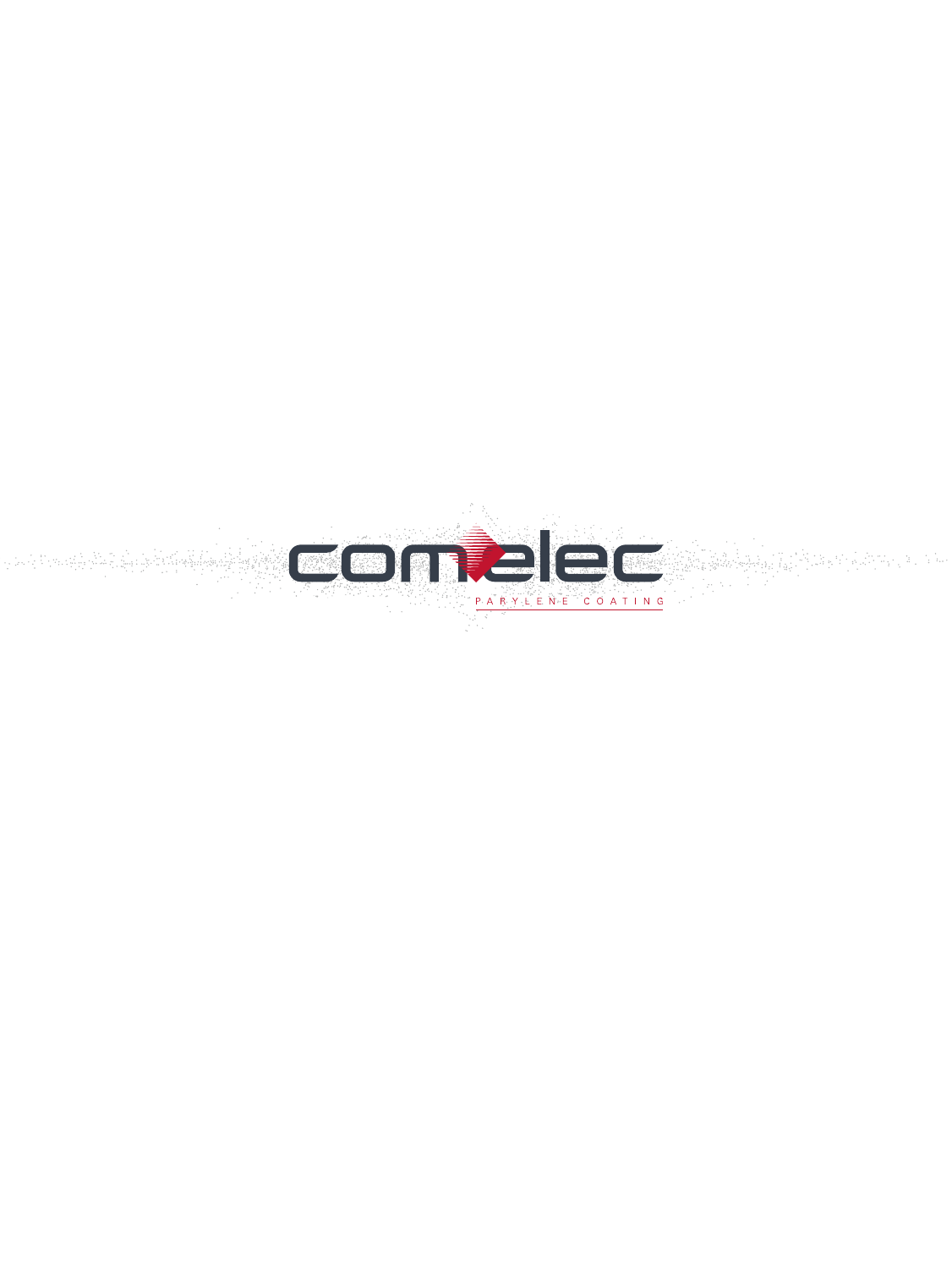comelec

PARYLENE COATING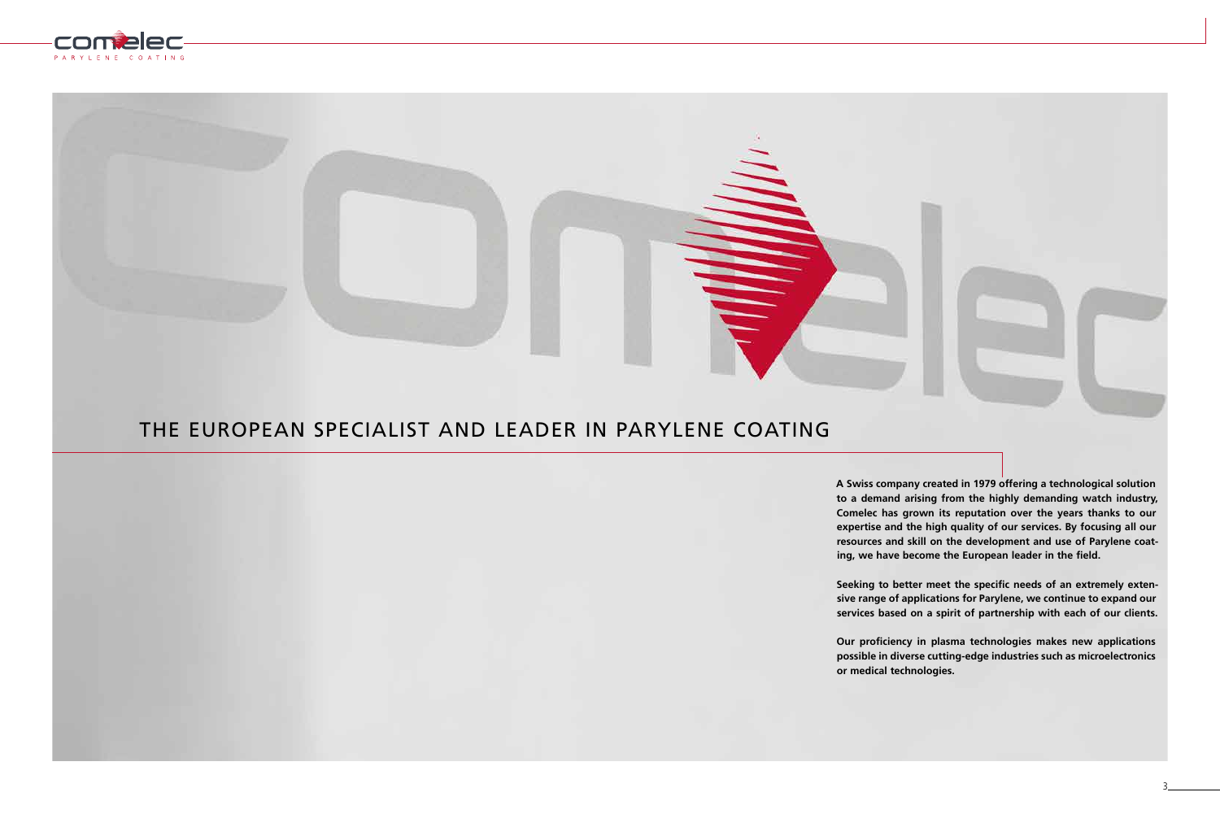# THE EUROPEAN SPECIALIST AND LEADER IN PARYLENE COATING

**A Swiss company created in 1979 offering a technological solution to a demand arising from the highly demanding watch industry, Comelec has grown its reputation over the years thanks to our expertise and the high quality of our services. By focusing all our resources and skill on the development and use of Parylene coating, we have become the European leader in the field.**

**Seeking to better meet the specific needs of an extremely extensive range of applications for Parylene, we continue to expand our services based on a spirit of partnership with each of our clients.**

**Our proficiency in plasma technologies makes new applications possible in diverse cutting-edge industries such as microelectronics or medical technologies.**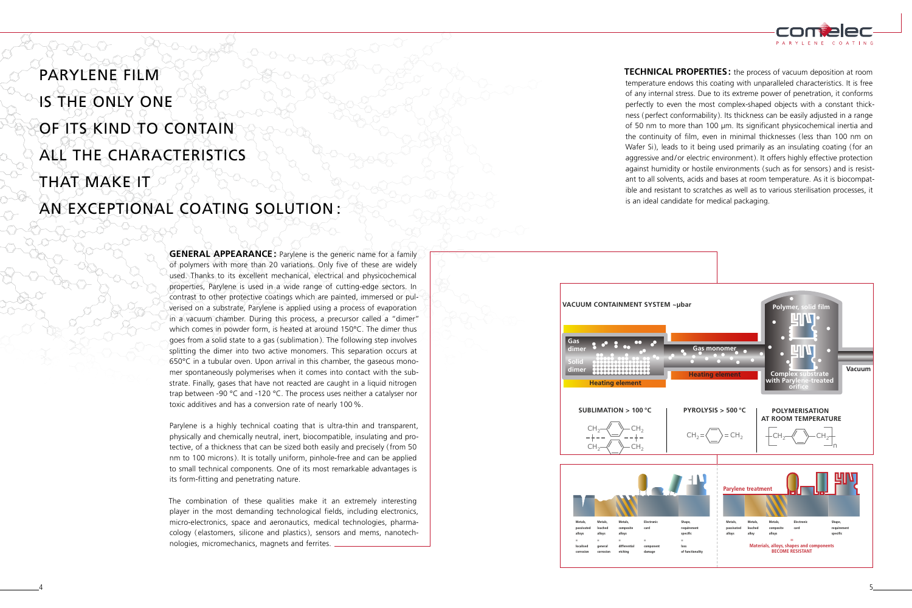# PARYLENE FILM IS THE ONLY ONE OF ITS KIND TO CONTAIN ALL THE CHARACTERISTICS THAT MAKE IT AN EXCEPTIONAL COATING SOLUTION:

**GENERAL APPEARANCE:** Parylene is the generic name for a family of polymers with more than 20 variations. Only five of these are widely used. Thanks to its excellent mechanical, electrical and physicochemical properties, Parylene is used in a wide range of cutting-edge sectors. In contrast to other protective coatings which are painted, immersed or pulverised on a substrate, Parylene is applied using a process of evaporation in a vacuum chamber. During this process, a precursor called a "dimer" which comes in powder form, is heated at around 150°C. The dimer thus goes from a solid state to a gas (sublimation). The following step involves splitting the dimer into two active monomers. This separation occurs at 650°C in a tubular oven. Upon arrival in this chamber, the gaseous monomer spontaneously polymerises when it comes into contact with the substrate. Finally, gases that have not reacted are caught in a liquid nitrogen trap between -90 °C and -120 °C. The process uses neither a catalyser nor toxic additives and has a conversion rate of nearly 100 %.

Parylene is a highly technical coating that is ultra-thin and transparent, physically and chemically neutral, inert, biocompatible, insulating and protective, of a thickness that can be sized both easily and precisely (from 50 nm to 100 microns). It is totally uniform, pinhole-free and can be applied to small technical components. One of its most remarkable advantages is its form-fitting and penetrating nature.

The combination of these qualities make it an extremely interesting player in the most demanding technological fields, including electronics, micro-electronics, space and aeronautics, medical technologies, pharmacology (elastomers, silicone and plastics), sensors and mems, nanotechnologies, micromechanics, magnets and ferrites.

**TECHNICAL PROPERTIES:** the process of vacuum deposition at room temperature endows this coating with unparalleled characteristics. It is free of any internal stress. Due to its extreme power of penetration, it conforms perfectly to even the most complex-shaped objects with a constant thickness (perfect conformability). Its thickness can be easily adjusted in a range of 50 nm to more than 100 µm. Its significant physicochemical inertia and the continuity of film, even in minimal thicknesses (less than 100 nm on Wafer Si), leads to it being used primarily as an insulating coating (for an aggressive and/or electric environment). It offers highly effective protection against humidity or hostile environments (such as for sensors) and is resistant to all solvents, acids and bases at room temperature. As it is biocompatible and resistant to scratches as well as to various sterilisation processes, it is an ideal candidate for medical packaging.

**VACUUM CONTAINMENT SYSTEM ~µbar**

Gas dimer — Solid dimer — Heating element — Gas monomer — Heating element — Polymer, solid film — Complex substrate with Parylene-treated orifice — Vacuum

| SUBLIMATION > 100 °C | PYROLYSIS > 500 °C | POLYMERISATION AT ROOM TEMPERATURE |
|---|---|---|
| $[CH_2-C_6H_4-CH_2]_2$ | $CH_2=C_6H_4=CH_2$ | $[-CH_2-C_6H_4-CH_2-]_n$ |

| Metals, passivated alloys | Metals, leached alloys | Metals, composite alloys | Electronic card | Shape, requirement specific |
|---|---|---|---|---|
| = localised corrosion | = general corrosion | = differential etching | = component damage | = loss of functionality |

**Parylene treatment**

| Metals, passivated alloys | Metals, leached alloy | Metals, composite alloys | Electronic card | Shape, requirement specific |
|---|---|---|---|---|

= Materials, alloys, shapes and components BECOME RESISTANT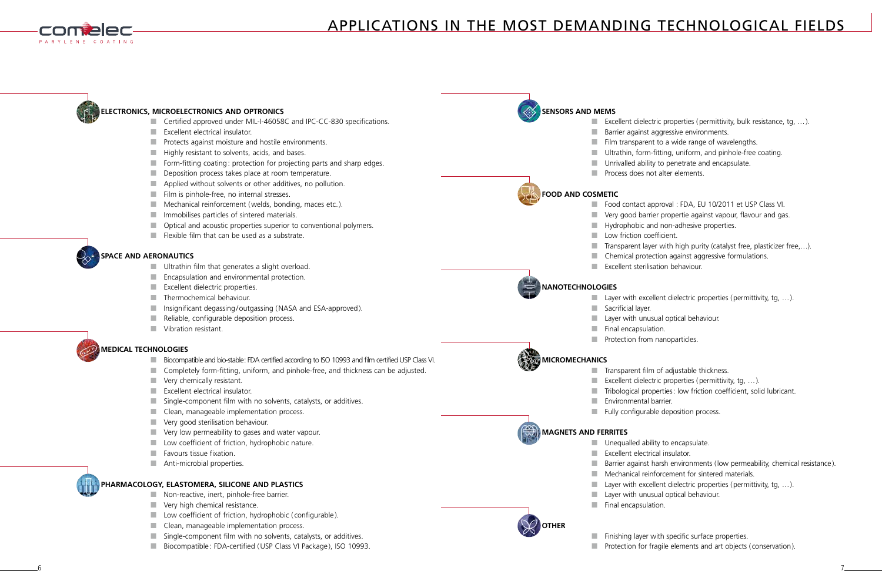# APPLICATIONS IN THE MOST DEMANDING TECHNOLOGICAL FIELDS

### ELECTRONICS, MICROELECTRONICS AND OPTRONICS

- Certified approved under MIL-I-46058C and IPC-CC-830 specifications.
- Excellent electrical insulator.
- Protects against moisture and hostile environments.
- Highly resistant to solvents, acids, and bases.
- Form-fitting coating : protection for projecting parts and sharp edges.
- Deposition process takes place at room temperature.
- Applied without solvents or other additives, no pollution.
- Film is pinhole-free, no internal stresses.
- Mechanical reinforcement (welds, bonding, maces etc.).
- Immobilises particles of sintered materials.
- Optical and acoustic properties superior to conventional polymers.
- Flexible film that can be used as a substrate.

### SPACE AND AERONAUTICS

- Ultrathin film that generates a slight overload.
- Encapsulation and environmental protection.
- Excellent dielectric properties.
- Thermochemical behaviour.
- Insignificant degassing/outgassing (NASA and ESA-approved).
- Reliable, configurable deposition process.
- Vibration resistant.

### MEDICAL TECHNOLOGIES

- Biocompatible and bio-stable: FDA certified according to ISO 10993 and film certified USP Class VI.
- Completely form-fitting, uniform, and pinhole-free, and thickness can be adjusted.
- Very chemically resistant.
- Excellent electrical insulator.
- Single-component film with no solvents, catalysts, or additives.
- Clean, manageable implementation process.
- Very good sterilisation behaviour.
- Very low permeability to gases and water vapour.
- Low coefficient of friction, hydrophobic nature.
- Favours tissue fixation.
- Anti-microbial properties.

### PHARMACOLOGY, ELASTOMERA, SILICONE AND PLASTICS

- Non-reactive, inert, pinhole-free barrier.
- Very high chemical resistance.
- Low coefficient of friction, hydrophobic (configurable).
- Clean, manageable implementation process.
- Single-component film with no solvents, catalysts, or additives.
- Biocompatible : FDA-certified (USP Class VI Package), ISO 10993.

### SENSORS AND MEMS

- Excellent dielectric properties (permittivity, bulk resistance, tg, …).
- Barrier against aggressive environments.
- Film transparent to a wide range of wavelengths.
- Ultrathin, form-fitting, uniform, and pinhole-free coating.
- Unrivalled ability to penetrate and encapsulate.
- Process does not alter elements.

### FOOD AND COSMETIC

- Food contact approval : FDA, EU 10/2011 et USP Class VI.
- Very good barrier propertie against vapour, flavour and gas.
- Hydrophobic and non-adhesive properties.
- Low friction coefficient.
- Transparent layer with high purity (catalyst free, plasticizer free,…).
- Chemical protection against aggressive formulations.
- Excellent sterilisation behaviour.

### NANOTECHNOLOGIES

- Layer with excellent dielectric properties (permittivity, tg, …).
- Sacrificial layer.
- Layer with unusual optical behaviour.
- Final encapsulation.
- Protection from nanoparticles.

### MICROMECHANICS

- Transparent film of adjustable thickness.
- Excellent dielectric properties (permittivity, tg, …).
- Tribological properties : low friction coefficient, solid lubricant.
- Environmental barrier.
- Fully configurable deposition process.

### MAGNETS AND FERRITES

- Unequalled ability to encapsulate.
- Excellent electrical insulator.
- Barrier against harsh environments (low permeability, chemical resistance).
- Mechanical reinforcement for sintered materials.
- Layer with excellent dielectric properties (permittivity, tg, …).
- Layer with unusual optical behaviour.
- Final encapsulation.

### OTHER

- Finishing layer with specific surface properties.
- Protection for fragile elements and art objects (conservation).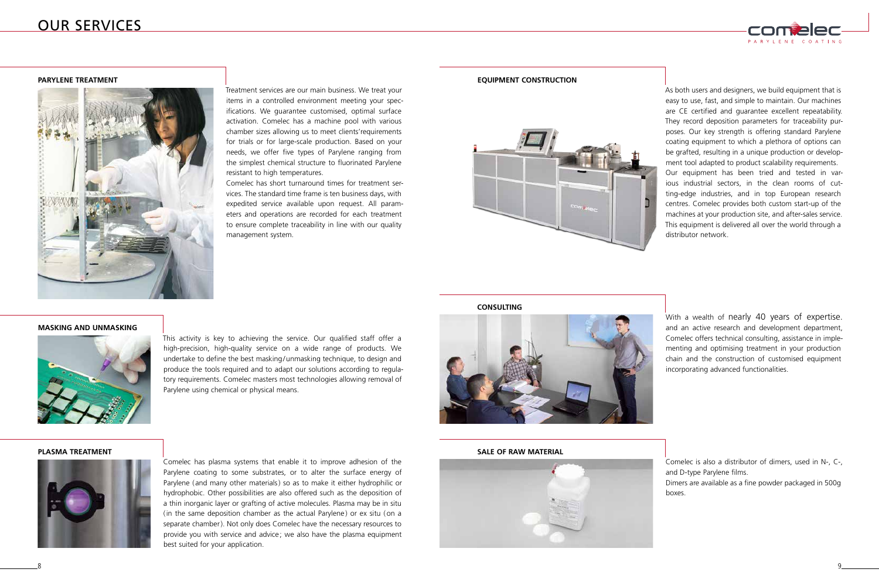# OUR SERVICES

## PARYLENE TREATMENT

Treatment services are our main business. We treat your items in a controlled environment meeting your specifications. We guarantee customised, optimal surface activation. Comelec has a machine pool with various chamber sizes allowing us to meet clients' requirements for trials or for large-scale production. Based on your needs, we offer five types of Parylene ranging from the simplest chemical structure to fluorinated Parylene resistant to high temperatures.

Comelec has short turnaround times for treatment services. The standard time frame is ten business days, with expedited service available upon request. All parameters and operations are recorded for each treatment to ensure complete traceability in line with our quality management system.

## MASKING AND UNMASKING

This activity is key to achieving the service. Our qualified staff offer a high-precision, high-quality service on a wide range of products. We undertake to define the best masking/unmasking technique, to design and produce the tools required and to adapt our solutions according to regulatory requirements. Comelec masters most technologies allowing removal of Parylene using chemical or physical means.

## PLASMA TREATMENT

Comelec has plasma systems that enable it to improve adhesion of the Parylene coating to some substrates, or to alter the surface energy of Parylene (and many other materials) so as to make it either hydrophilic or hydrophobic. Other possibilities are also offered such as the deposition of a thin inorganic layer or grafting of active molecules. Plasma may be in situ (in the same deposition chamber as the actual Parylene) or ex situ (on a separate chamber). Not only does Comelec have the necessary resources to provide you with service and advice; we also have the plasma equipment best suited for your application.

## EQUIPMENT CONSTRUCTION

As both users and designers, we build equipment that is easy to use, fast, and simple to maintain. Our machines are CE certified and guarantee excellent repeatability. They record deposition parameters for traceability purposes. Our key strength is offering standard Parylene coating equipment to which a plethora of options can be grafted, resulting in a unique production or development tool adapted to product scalability requirements.

Our equipment has been tried and tested in various industrial sectors, in the clean rooms of cutting-edge industries, and in top European research centres. Comelec provides both custom start-up of the machines at your production site, and after-sales service. This equipment is delivered all over the world through a distributor network.

## CONSULTING

With a wealth of nearly 40 years of expertise. and an active research and development department, Comelec offers technical consulting, assistance in implementing and optimising treatment in your production chain and the construction of customised equipment incorporating advanced functionalities.

## SALE OF RAW MATERIAL

Comelec is also a distributor of dimers, used in N-, C-, and D-type Parylene films.

Dimers are available as a fine powder packaged in 500g boxes.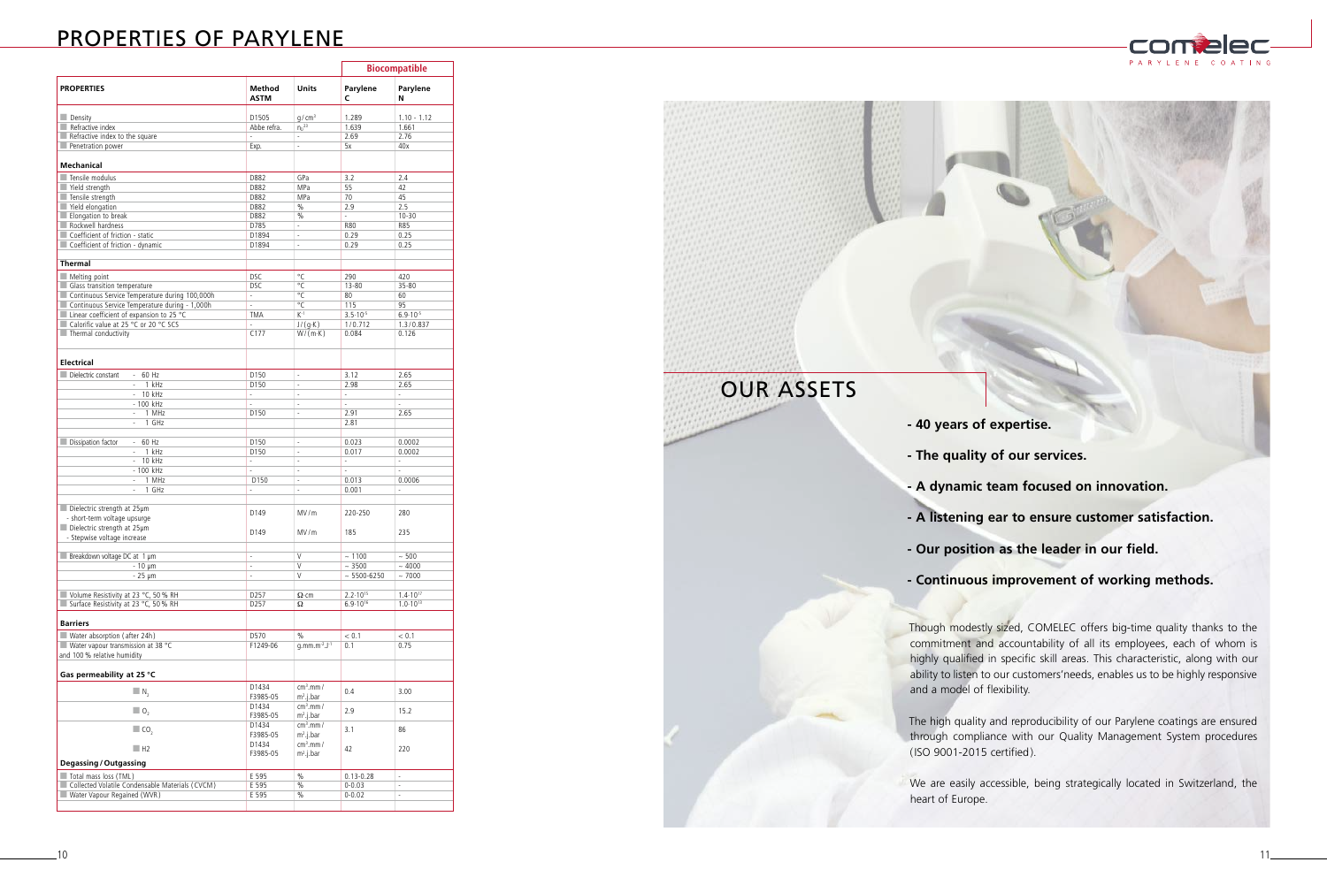# PROPERTIES OF PARYLENE

| PROPERTIES | Method ASTM | Units | Parylene C | Parylene N |
|---|---|---|---|---|
| | | | Biocompatible | |
| Density | D1505 | g/cm³ | 1.289 | 1.10 - 1.12 |
| Refractive index | Abbe refra. | $n_D^{23}$ | 1.639 | 1.661 |
| Refractive index to the square | - | - | 2.69 | 2.76 |
| Penetration power | Exp. | - | 5x | 40x |
| **Mechanical** | | | | |
| Tensile modulus | D882 | GPa | 3.2 | 2.4 |
| Yield strength | D882 | MPa | 55 | 42 |
| Tensile strength | D882 | MPa | 70 | 45 |
| Yield elongation | D882 | % | 2.9 | 2.5 |
| Elongation to break | D882 | % | - | 10-30 |
| Rockwell hardness | D785 | - | R80 | R85 |
| Coefficient of friction - static | D1894 | - | 0.29 | 0.25 |
| Coefficient of friction - dynamic | D1894 | - | 0.29 | 0.25 |
| **Thermal** | | | | |
| Melting point | DSC | °C | 290 | 420 |
| Glass transition temperature | DSC | °C | 13-80 | 35-80 |
| Continuous Service Temperature during 100,000h | - | °C | 80 | 60 |
| Continuous Service Temperature during - 1,000h | - | °C | 115 | 95 |
| Linear coefficient of expansion to 25 °C | TMA | $K^{-1}$ | $3.5 \cdot 10^{-5}$ | $6.9 \cdot 10^{-5}$ |
| Calorific value at 25 °C or 20 °C SCS | - | J/(g·K) | 1/0.712 | 1.3/0.837 |
| Thermal conductivity | C177 | W/(m·K) | 0.084 | 0.126 |
| **Electrical** | | | | |
| Dielectric constant - 60 Hz | D150 | - | 3.12 | 2.65 |
| - 1 kHz | D150 | - | 2.98 | 2.65 |
| - 10 kHz | - | - | - | - |
| - 100 kHz | - | - | - | - |
| - 1 MHz | D150 | - | 2.91 | 2.65 |
| - 1 GHz | | | 2.81 | |
| Dissipation factor - 60 Hz | D150 | - | 0.023 | 0.0002 |
| - 1 kHz | D150 | - | 0.017 | 0.0002 |
| - 10 kHz | - | - | - | - |
| - 100 kHz | - | - | - | - |
| - 1 MHz | D150 | - | 0.013 | 0.0006 |
| - 1 GHz | - | - | 0.001 | - |
| Dielectric strength at 25µm - short-term voltage upsurge | D149 | MV/m | 220-250 | 280 |
| Dielectric strength at 25µm - Stepwise voltage increase | D149 | MV/m | 185 | 235 |
| Breakdown voltage DC at 1 µm | - | V | ~ 1100 | ~ 500 |
| - 10 µm | - | V | ~ 3500 | ~ 4000 |
| - 25 µm | - | V | ~ 5500-6250 | ~ 7000 |
| Volume Resistivity at 23 °C, 50% RH | D257 | Ω·cm | $2.2 \cdot 10^{15}$ | $1.4 \cdot 10^{17}$ |
| Surface Resistivity at 23 °C, 50% RH | D257 | Ω | $6.9 \cdot 10^{16}$ | $1.0 \cdot 10^{13}$ |
| **Barriers** | | | | |
| Water absorption (after 24h) | D570 | % | < 0.1 | < 0.1 |
| Water vapour transmission at 38 °C and 100% relative humidity | F1249-06 | $g.mm.m^{-2}.J^{-1}$ | 0.1 | 0.75 |
| **Gas permeability at 25 °C** | | | | |
| $N_2$ | D1434 F3985-05 | cm³.mm/m².j.bar | 0.4 | 3.00 |
| $O_2$ | D1434 F3985-05 | cm³.mm/m².j.bar | 2.9 | 15.2 |
| $CO_2$ | D1434 F3985-05 | cm³.mm/m².j.bar | 3.1 | 86 |
| H2 | D1434 F3985-05 | cm³.mm/m².j.bar | 42 | 220 |
| **Degassing / Outgassing** | | | | |
| Total mass loss (TML) | E 595 | % | 0.13-0.28 | - |
| Collected Volatile Condensable Materials (CVCM) | E 595 | % | 0-0.03 | - |
| Water Vapour Regained (WVR) | E 595 | % | 0-0.02 | - |

## OUR ASSETS

- **40 years of expertise.**
- **The quality of our services.**
- **A dynamic team focused on innovation.**
- **A listening ear to ensure customer satisfaction.**
- **Our position as the leader in our field.**
- **Continuous improvement of working methods.**

Though modestly sized, COMELEC offers big-time quality thanks to the commitment and accountability of all its employees, each of whom is highly qualified in specific skill areas. This characteristic, along with our ability to listen to our customers'needs, enables us to be highly responsive and a model of flexibility.

The high quality and reproducibility of our Parylene coatings are ensured through compliance with our Quality Management System procedures (ISO 9001-2015 certified).

We are easily accessible, being strategically located in Switzerland, the heart of Europe.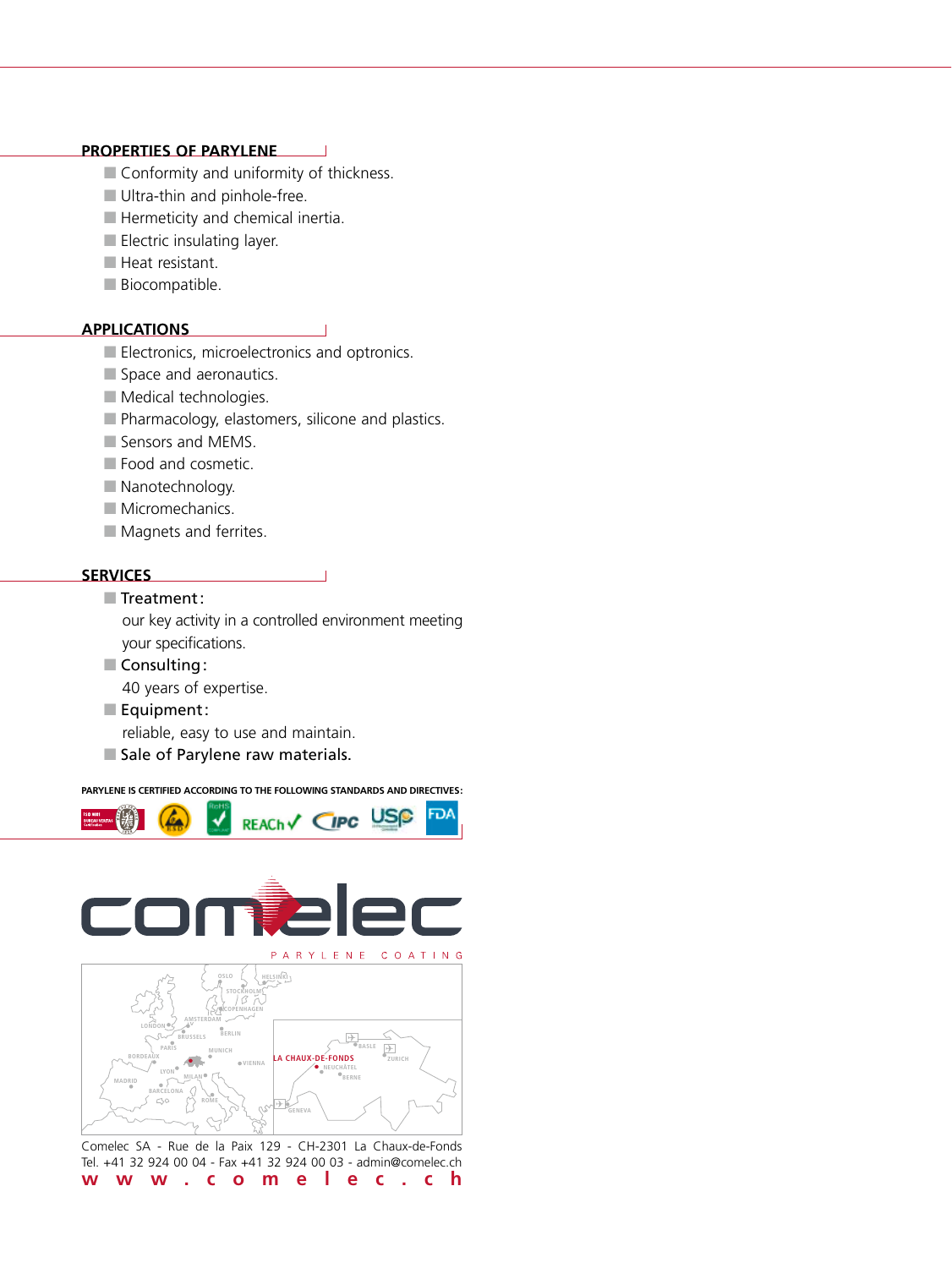## PROPERTIES OF PARYLENE

- Conformity and uniformity of thickness.
- Ultra-thin and pinhole-free.
- Hermeticity and chemical inertia.
- Electric insulating layer.
- Heat resistant.
- Biocompatible.

## APPLICATIONS

- Electronics, microelectronics and optronics.
- Space and aeronautics.
- Medical technologies.
- Pharmacology, elastomers, silicone and plastics.
- Sensors and MEMS.
- Food and cosmetic.
- Nanotechnology.
- Micromechanics.
- Magnets and ferrites.

## SERVICES

- Treatment:
  our key activity in a controlled environment meeting your specifications.
- Consulting:
  40 years of expertise.
- Equipment:
  reliable, easy to use and maintain.
- Sale of Parylene raw materials.

**PARYLENE IS CERTIFIED ACCORDING TO THE FOLLOWING STANDARDS AND DIRECTIVES:**

ISO 9001 RoHS REACh IPC USP FDA

comelec

PARYLENE COATING

OSLO HELSINKI STOCKHOLM COPENHAGEN AMSTERDAM LONDON BRUSSELS BERLIN PARIS BORDEAUX MUNICH VIENNA LYON MILAN MADRID BARCELONA ROME

LA CHAUX-DE-FONDS BASLE ZURICH NEUCHÂTEL BERNE GENEVA

Comelec SA - Rue de la Paix 129 - CH-2301 La Chaux-de-Fonds
Tel. +41 32 924 00 04 - Fax +41 32 924 00 03 - admin@comelec.ch
www.comelec.ch